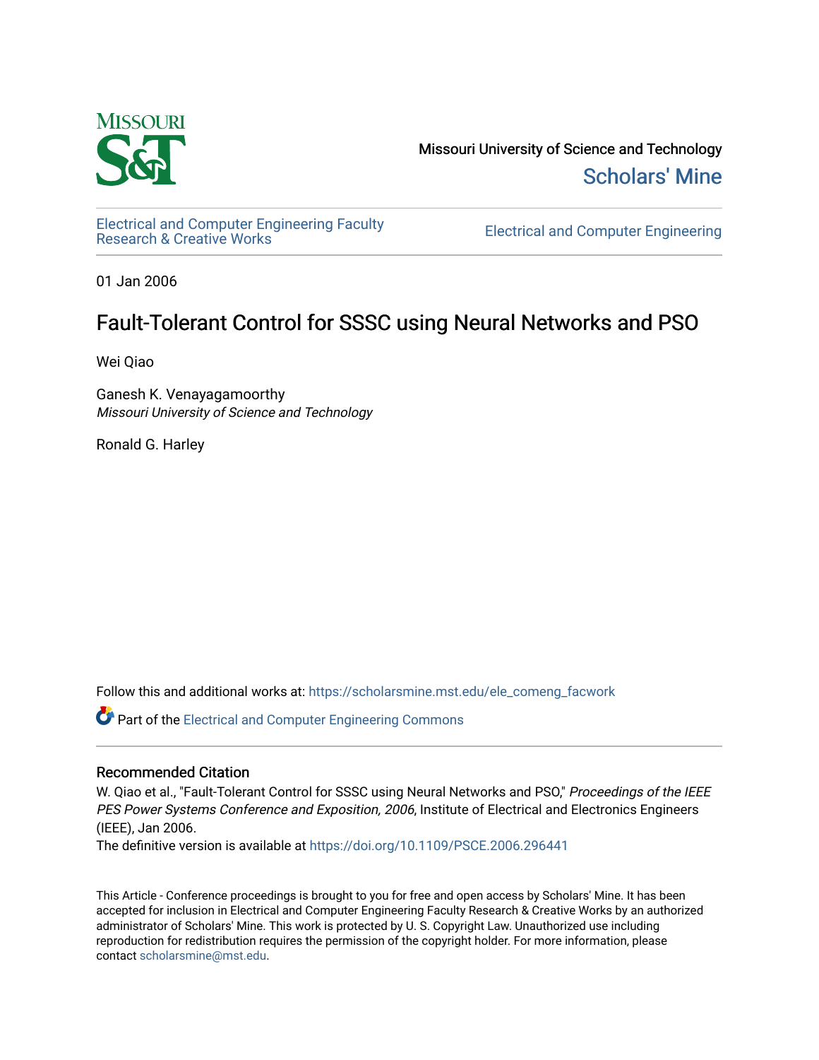Missouri University of Science and Technology

Scholars' Mine

Electrical and Computer Engineering Faculty Research & Creative Works

Electrical and Computer Engineering

01 Jan 2006

# Fault-Tolerant Control for SSSC using Neural Networks and PSO

Wei Qiao

Ganesh K. Venayagamoorthy
*Missouri University of Science and Technology*

Ronald G. Harley

Follow this and additional works at: https://scholarsmine.mst.edu/ele_comeng_facwork

Part of the Electrical and Computer Engineering Commons

## Recommended Citation

W. Qiao et al., "Fault-Tolerant Control for SSSC using Neural Networks and PSO," *Proceedings of the IEEE PES Power Systems Conference and Exposition, 2006*, Institute of Electrical and Electronics Engineers (IEEE), Jan 2006.

The definitive version is available at https://doi.org/10.1109/PSCE.2006.296441

This Article - Conference proceedings is brought to you for free and open access by Scholars' Mine. It has been accepted for inclusion in Electrical and Computer Engineering Faculty Research & Creative Works by an authorized administrator of Scholars' Mine. This work is protected by U. S. Copyright Law. Unauthorized use including reproduction for redistribution requires the permission of the copyright holder. For more information, please contact scholarsmine@mst.edu.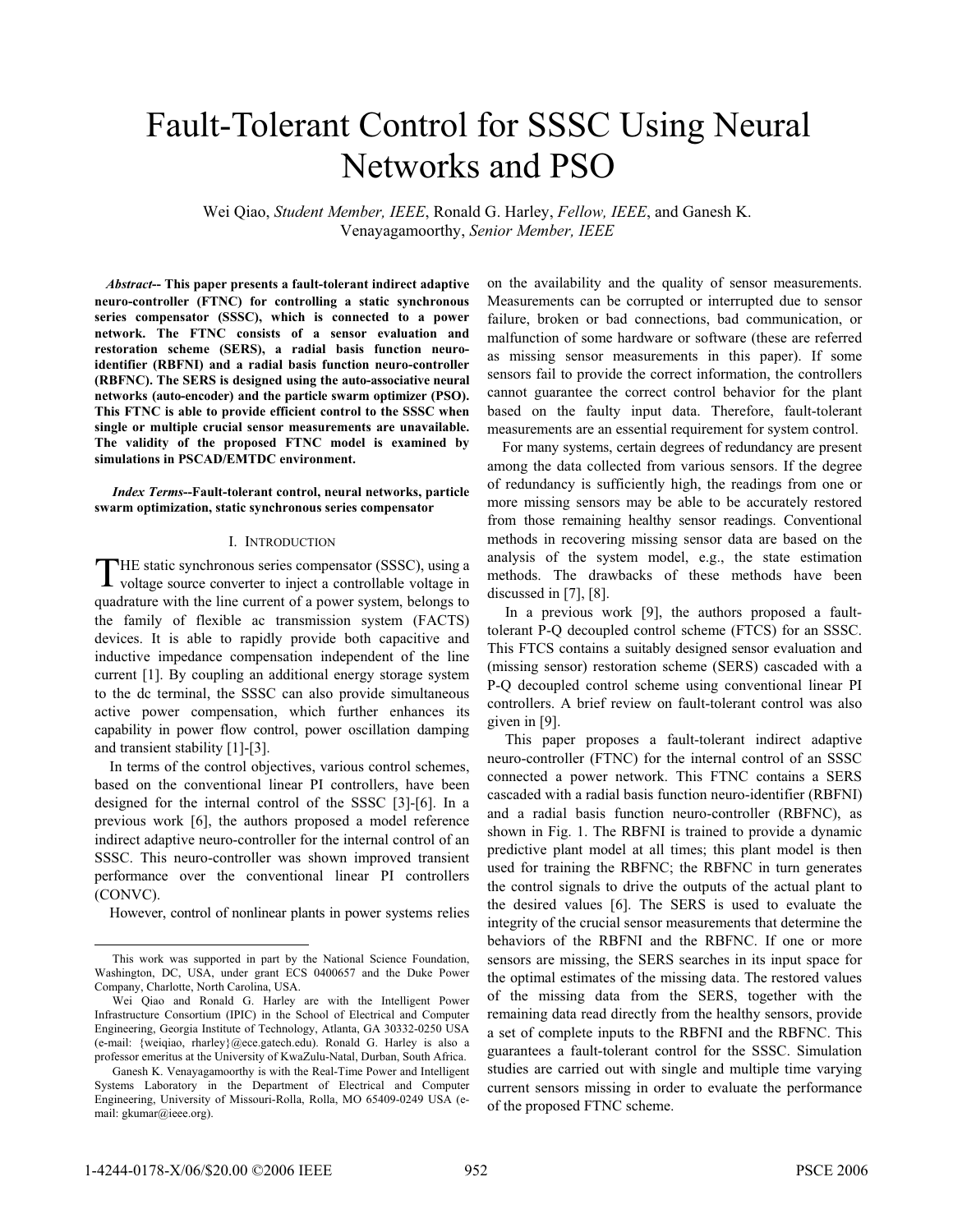# Fault-Tolerant Control for SSSC Using Neural Networks and PSO

Wei Qiao, *Student Member, IEEE*, Ronald G. Harley, *Fellow, IEEE*, and Ganesh K. Venayagamoorthy, *Senior Member, IEEE*

***Abstract*-- This paper presents a fault-tolerant indirect adaptive neuro-controller (FTNC) for controlling a static synchronous series compensator (SSSC), which is connected to a power network. The FTNC consists of a sensor evaluation and restoration scheme (SERS), a radial basis function neuro-identifier (RBFNI) and a radial basis function neuro-controller (RBFNC). The SERS is designed using the auto-associative neural networks (auto-encoder) and the particle swarm optimizer (PSO). This FTNC is able to provide efficient control to the SSSC when single or multiple crucial sensor measurements are unavailable. The validity of the proposed FTNC model is examined by simulations in PSCAD/EMTDC environment.**

***Index Terms*--Fault-tolerant control, neural networks, particle swarm optimization, static synchronous series compensator**

## I. Introduction

THE static synchronous series compensator (SSSC), using a voltage source converter to inject a controllable voltage in quadrature with the line current of a power system, belongs to the family of flexible ac transmission system (FACTS) devices. It is able to rapidly provide both capacitive and inductive impedance compensation independent of the line current [1]. By coupling an additional energy storage system to the dc terminal, the SSSC can also provide simultaneous active power compensation, which further enhances its capability in power flow control, power oscillation damping and transient stability [1]-[3].

In terms of the control objectives, various control schemes, based on the conventional linear PI controllers, have been designed for the internal control of the SSSC [3]-[6]. In a previous work [6], the authors proposed a model reference indirect adaptive neuro-controller for the internal control of an SSSC. This neuro-controller was shown improved transient performance over the conventional linear PI controllers (CONVC).

However, control of nonlinear plants in power systems relies on the availability and the quality of sensor measurements. Measurements can be corrupted or interrupted due to sensor failure, broken or bad connections, bad communication, or malfunction of some hardware or software (these are referred as missing sensor measurements in this paper). If some sensors fail to provide the correct information, the controllers cannot guarantee the correct control behavior for the plant based on the faulty input data. Therefore, fault-tolerant measurements are an essential requirement for system control.

For many systems, certain degrees of redundancy are present among the data collected from various sensors. If the degree of redundancy is sufficiently high, the readings from one or more missing sensors may be able to be accurately restored from those remaining healthy sensor readings. Conventional methods in recovering missing sensor data are based on the analysis of the system model, e.g., the state estimation methods. The drawbacks of these methods have been discussed in [7], [8].

In a previous work [9], the authors proposed a fault-tolerant P-Q decoupled control scheme (FTCS) for an SSSC. This FTCS contains a suitably designed sensor evaluation and (missing sensor) restoration scheme (SERS) cascaded with a P-Q decoupled control scheme using conventional linear PI controllers. A brief review on fault-tolerant control was also given in [9].

This paper proposes a fault-tolerant indirect adaptive neuro-controller (FTNC) for the internal control of an SSSC connected a power network. This FTNC contains a SERS cascaded with a radial basis function neuro-identifier (RBFNI) and a radial basis function neuro-controller (RBFNC), as shown in Fig. 1. The RBFNI is trained to provide a dynamic predictive plant model at all times; this plant model is then used for training the RBFNC; the RBFNC in turn generates the control signals to drive the outputs of the actual plant to the desired values [6]. The SERS is used to evaluate the integrity of the crucial sensor measurements that determine the behaviors of the RBFNI and the RBFNC. If one or more sensors are missing, the SERS searches in its input space for the optimal estimates of the missing data. The restored values of the missing data from the SERS, together with the remaining data read directly from the healthy sensors, provide a set of complete inputs to the RBFNI and the RBFNC. This guarantees a fault-tolerant control for the SSSC. Simulation studies are carried out with single and multiple time varying current sensors missing in order to evaluate the performance of the proposed FTNC scheme.

---

This work was supported in part by the National Science Foundation, Washington, DC, USA, under grant ECS 0400657 and the Duke Power Company, Charlotte, North Carolina, USA.

Wei Qiao and Ronald G. Harley are with the Intelligent Power Infrastructure Consortium (IPIC) in the School of Electrical and Computer Engineering, Georgia Institute of Technology, Atlanta, GA 30332-0250 USA (e-mail: {weiqiao, rharley}@ece.gatech.edu). Ronald G. Harley is also a professor emeritus at the University of KwaZulu-Natal, Durban, South Africa.

Ganesh K. Venayagamoorthy is with the Real-Time Power and Intelligent Systems Laboratory in the Department of Electrical and Computer Engineering, University of Missouri-Rolla, Rolla, MO 65409-0249 USA (e-mail: gkumar@ieee.org).

1-4244-0178-X/06/$20.00 ©2006 IEEE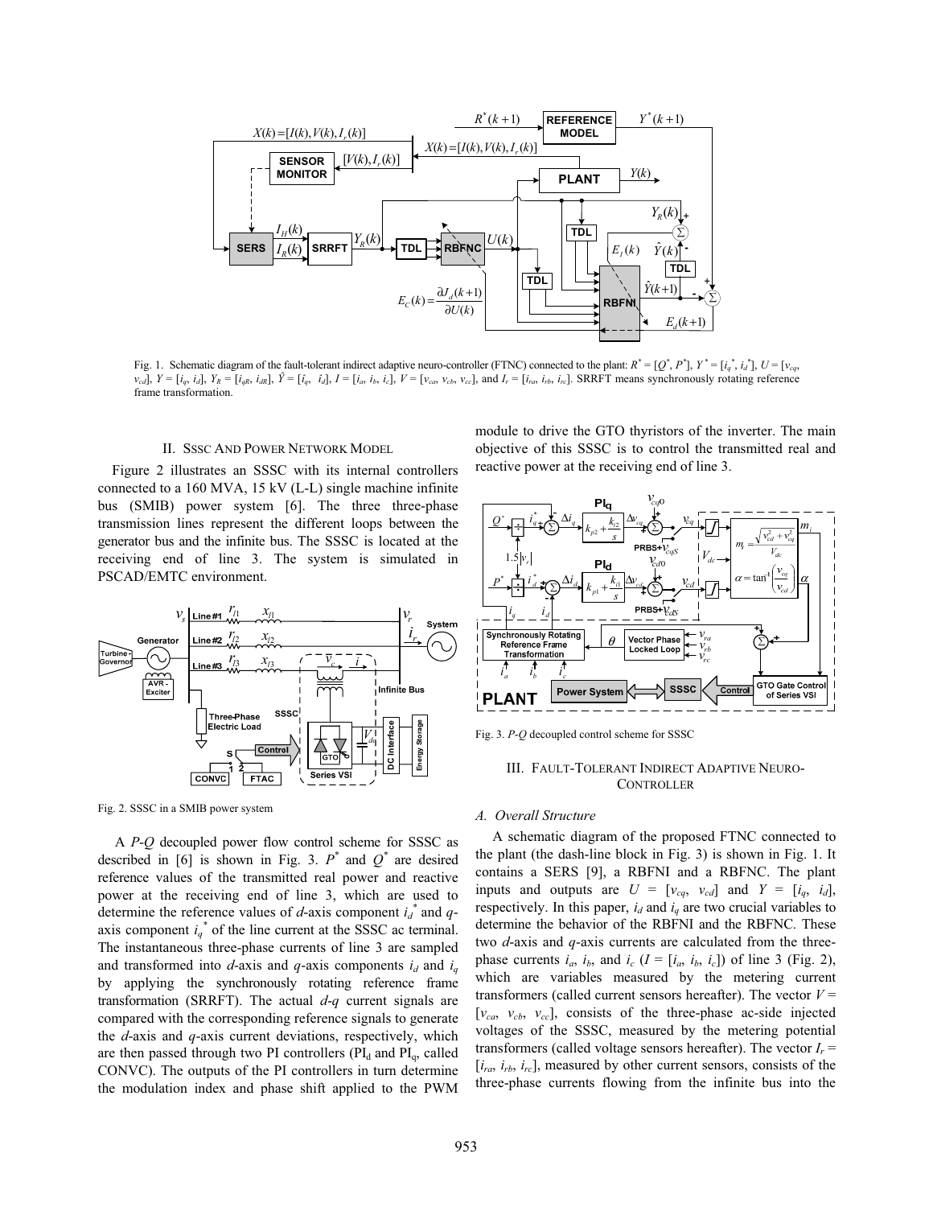Fig. 1. Schematic diagram of the fault-tolerant indirect adaptive neuro-controller (FTNC) connected to the plant: $R^* = [Q^*, P^*]$, $Y^* = [i_q^*, i_d^*]$, $U = [v_{cq}, v_{cd}]$, $Y = [i_q, i_d]$, $Y_R = [i_{qR}, i_{dR}]$, $\hat{Y} = [\hat{i}_q, \hat{i}_d]$, $I = [i_a, i_b, i_c]$, $V = [v_{ca}, v_{cb}, v_{cc}]$, and $I_r = [i_{ra}, i_{rb}, i_{rc}]$. SRRFT means synchronously rotating reference frame transformation.

## II. SSSC and Power Network Model

Figure 2 illustrates an SSSC with its internal controllers connected to a 160 MVA, 15 kV (L-L) single machine infinite bus (SMIB) power system [6]. The three three-phase transmission lines represent the different loops between the generator bus and the infinite bus. The SSSC is located at the receiving end of line 3. The system is simulated in PSCAD/EMTC environment.

Fig. 2. SSSC in a SMIB power system

A $P$-$Q$ decoupled power flow control scheme for SSSC as described in [6] is shown in Fig. 3. $P^*$ and $Q^*$ are desired reference values of the transmitted real power and reactive power at the receiving end of line 3, which are used to determine the reference values of $d$-axis component $i_d^*$ and $q$-axis component $i_q^*$ of the line current at the SSSC ac terminal. The instantaneous three-phase currents of line 3 are sampled and transformed into $d$-axis and $q$-axis components $i_d$ and $i_q$ by applying the synchronously rotating reference frame transformation (SRRFT). The actual $d$-$q$ current signals are compared with the corresponding reference signals to generate the $d$-axis and $q$-axis current deviations, respectively, which are then passed through two PI controllers ($\mathrm{PI_d}$ and $\mathrm{PI_q}$, called CONVC). The outputs of the PI controllers in turn determine the modulation index and phase shift applied to the PWM module to drive the GTO thyristors of the inverter. The main objective of this SSSC is to control the transmitted real and reactive power at the receiving end of line 3.

Fig. 3. $P$-$Q$ decoupled control scheme for SSSC

## III. Fault-Tolerant Indirect Adaptive Neuro-Controller

### A. Overall Structure

A schematic diagram of the proposed FTNC connected to the plant (the dash-line block in Fig. 3) is shown in Fig. 1. It contains a SERS [9], a RBFNI and a RBFNC. The plant inputs and outputs are $U = [v_{cq}, v_{cd}]$ and $Y = [i_q, i_d]$, respectively. In this paper, $i_d$ and $i_q$ are two crucial variables to determine the behavior of the RBFNI and the RBFNC. These two $d$-axis and $q$-axis currents are calculated from the three-phase currents $i_a$, $i_b$, and $i_c$ ($I = [i_a, i_b, i_c]$) of line 3 (Fig. 2), which are variables measured by the metering current transformers (called current sensors hereafter). The vector $V = [v_{ca}, v_{cb}, v_{cc}]$, consists of the three-phase ac-side injected voltages of the SSSC, measured by the metering potential transformers (called voltage sensors hereafter). The vector $I_r = [i_{ra}, i_{rb}, i_{rc}]$, measured by other current sensors, consists of the three-phase currents flowing from the infinite bus into the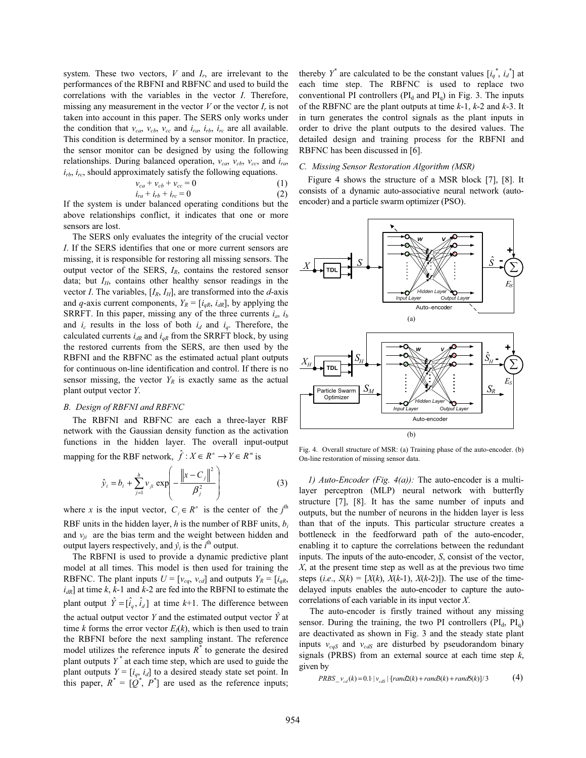system. These two vectors, $V$ and $I_r$, are irrelevant to the performances of the RBFNI and RBFNC and used to build the correlations with the variables in the vector $I$. Therefore, missing any measurement in the vector $V$ or the vector $I_r$ is not taken into account in this paper. The SERS only works under the condition that $v_{ca}$, $v_{cb}$, $v_{cc}$ and $i_{ra}$, $i_{rb}$, $i_{rc}$ are all available. This condition is determined by a sensor monitor. In practice, the sensor monitor can be designed by using the following relationships. During balanced operation, $v_{ca}$, $v_{cb}$, $v_{cc}$, and $i_{ra}$, $i_{rb}$, $i_{rc}$, should approximately satisfy the following equations.

$$v_{ca} + v_{cb} + v_{cc} = 0 \tag{1}$$

$$i_{ra} + i_{rb} + i_{rc} = 0 \tag{2}$$

If the system is under balanced operating conditions but the above relationships conflict, it indicates that one or more sensors are lost.

The SERS only evaluates the integrity of the crucial vector $I$. If the SERS identifies that one or more current sensors are missing, it is responsible for restoring all missing sensors. The output vector of the SERS, $I_R$, contains the restored sensor data; but $I_H$, contains other healthy sensor readings in the vector $I$. The variables, $[I_R, I_H]$, are transformed into the $d$-axis and $q$-axis current components, $Y_R = [i_{qR}, i_{dR}]$, by applying the SRRFT. In this paper, missing any of the three currents $i_a$, $i_b$ and $i_c$ results in the loss of both $i_d$ and $i_q$. Therefore, the calculated currents $i_{dR}$ and $i_{qR}$ from the SRRFT block, by using the restored currents from the SERS, are then used by the RBFNI and the RBFNC as the estimated actual plant outputs for continuous on-line identification and control. If there is no sensor missing, the vector $Y_R$ is exactly same as the actual plant output vector $Y$.

### B. Design of RBFNI and RBFNC

The RBFNI and RBFNC are each a three-layer RBF network with the Gaussian density function as the activation functions in the hidden layer. The overall input-output mapping for the RBF network, $\hat{f} : X \in R^n \rightarrow Y \in R^m$ is

$$\hat{y}_i = b_i + \sum_{j=1}^{h} v_{ji} \exp\left(-\frac{\left\|x - C_j\right\|^2}{\beta_j^2}\right) \tag{3}$$

where $x$ is the input vector, $C_j \in R^n$ is the center of the $j^{\text{th}}$ RBF units in the hidden layer, $h$ is the number of RBF units, $b_i$ and $v_{ji}$ are the bias term and the weight between hidden and output layers respectively, and $\hat{y}_i$ is the $i^{\text{th}}$ output.

The RBFNI is used to provide a dynamic predictive plant model at all times. This model is then used for training the RBFNC. The plant inputs $U = [v_{cq}, v_{cd}]$ and outputs $Y_R = [i_{qR}, i_{dR}]$ at time $k$, $k$-1 and $k$-2 are fed into the RBFNI to estimate the plant output $\hat{Y} = [\hat{i}_q, \hat{i}_d]$ at time $k$+1. The difference between the actual output vector $Y$ and the estimated output vector $\hat{Y}$ at time $k$ forms the error vector $E_I(k)$, which is then used to train the RBFNI before the next sampling instant. The reference model utilizes the reference inputs $R^*$ to generate the desired plant outputs $Y^*$ at each time step, which are used to guide the plant outputs $Y = [i_q, i_d]$ to a desired steady state set point. In this paper, $R^* = [Q^*, P^*]$ are used as the reference inputs; thereby $Y^*$ are calculated to be the constant values $[i_q^*, i_d^*]$ at each time step. The RBFNC is used to replace two conventional PI controllers ($\text{PI}_d$ and $\text{PI}_q$) in Fig. 3. The inputs of the RBFNC are the plant outputs at time $k$-1, $k$-2 and $k$-3. It in turn generates the control signals as the plant inputs in order to drive the plant outputs to the desired values. The detailed design and training process for the RBFNI and RBFNC has been discussed in [6].

### C. Missing Sensor Restoration Algorithm (MSR)

Figure 4 shows the structure of a MSR block [7], [8]. It consists of a dynamic auto-associative neural network (auto-encoder) and a particle swarm optimizer (PSO).

Fig. 4. Overall structure of MSR: (a) Training phase of the auto-encoder. (b) On-line restoration of missing sensor data.

*1) Auto-Encoder (Fig. 4(a)):* The auto-encoder is a multi-layer perceptron (MLP) neural network with butterfly structure [7], [8]. It has the same number of inputs and outputs, but the number of neurons in the hidden layer is less than that of the inputs. This particular structure creates a bottleneck in the feedforward path of the auto-encoder, enabling it to capture the correlations between the redundant inputs. The inputs of the auto-encoder, $S$, consist of the vector, $X$, at the present time step as well as at the previous two time steps (*i.e.*, $S(k) = [X(k), X(k\text{-}1), X(k\text{-}2)]$). The use of the time-delayed inputs enables the auto-encoder to capture the auto-correlations of each variable in its input vector $X$.

The auto-encoder is firstly trained without any missing sensor. During the training, the two PI controllers ($\text{PI}_d$, $\text{PI}_q$) are deactivated as shown in Fig. 3 and the steady state plant inputs $v_{cqS}$ and $v_{cdS}$ are disturbed by pseudorandom binary signals (PRBS) from an external source at each time step $k$, given by

$$PRBS\_v_{cd}(k) = 0.1 \cdot |v_{cdS}| \cdot [rand2(k) + rand3(k) + rand5(k)]/3 \tag{4}$$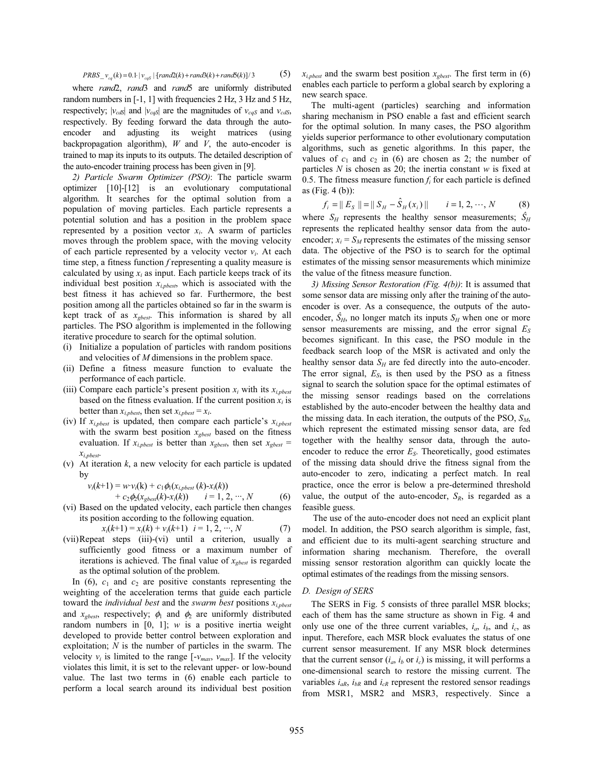$$PRBS\_v_{cq}(k) = 0.1 \cdot |v_{cqS}| \cdot [rand2(k) + rand3(k) + rand5(k)]/3 \qquad (5)$$

where *rand*2, *rand*3 and *rand*5 are uniformly distributed random numbers in [-1, 1] with frequencies 2 Hz, 3 Hz and 5 Hz, respectively; $|v_{cdS}|$ and $|v_{cqS}|$ are the magnitudes of $v_{cqS}$ and $v_{cdS}$, respectively. By feeding forward the data through the auto-encoder and adjusting its weight matrices (using backpropagation algorithm), $W$ and $V$, the auto-encoder is trained to map its inputs to its outputs. The detailed description of the auto-encoder training process has been given in [9].

*2) Particle Swarm Optimizer (PSO)*: The particle swarm optimizer [10]-[12] is an evolutionary computational algorithm. It searches for the optimal solution from a population of moving particles. Each particle represents a potential solution and has a position in the problem space represented by a position vector $x_i$. A swarm of particles moves through the problem space, with the moving velocity of each particle represented by a velocity vector $v_i$. At each time step, a fitness function $f$ representing a quality measure is calculated by using $x_i$ as input. Each particle keeps track of its individual best position $x_{i,pbest}$, which is associated with the best fitness it has achieved so far. Furthermore, the best position among all the particles obtained so far in the swarm is kept track of as $x_{gbest}$. This information is shared by all particles. The PSO algorithm is implemented in the following iterative procedure to search for the optimal solution.

(i) Initialize a population of particles with random positions and velocities of $M$ dimensions in the problem space.
(ii) Define a fitness measure function to evaluate the performance of each particle.
(iii) Compare each particle's present position $x_i$ with its $x_{i,pbest}$ based on the fitness evaluation. If the current position $x_i$ is better than $x_{i,pbest}$, then set $x_{i,pbest} = x_i$.
(iv) If $x_{i,pbest}$ is updated, then compare each particle's $x_{i,pbest}$ with the swarm best position $x_{gbest}$ based on the fitness evaluation. If $x_{i,pbest}$ is better than $x_{gbest}$, then set $x_{gbest} = x_{i,pbest}$.
(v) At iteration $k$, a new velocity for each particle is updated by

$$v_i(k+1) = w \cdot v_i(k) + c_1\phi_1(x_{i,pbest}(k) - x_i(k)) + c_2\phi_2(x_{gbest}(k) - x_i(k)) \qquad i = 1, 2, \cdots, N \qquad (6)$$

(vi) Based on the updated velocity, each particle then changes its position according to the following equation.

$$x_i(k+1) = x_i(k) + v_i(k+1) \quad i = 1, 2, \cdots, N \qquad (7)$$

(vii) Repeat steps (iii)-(vi) until a criterion, usually a sufficiently good fitness or a maximum number of iterations is achieved. The final value of $x_{gbest}$ is regarded as the optimal solution of the problem.

In (6), $c_1$ and $c_2$ are positive constants representing the weighting of the acceleration terms that guide each particle toward the *individual best* and the *swarm best* positions $x_{i,pbest}$ and $x_{gbest}$, respectively; $\phi_1$ and $\phi_2$ are uniformly distributed random numbers in [0, 1]; $w$ is a positive inertia weight developed to provide better control between exploration and exploitation; $N$ is the number of particles in the swarm. The velocity $v_i$ is limited to the range $[-v_{max}, v_{max}]$. If the velocity violates this limit, it is set to the relevant upper- or low-bound value. The last two terms in (6) enable each particle to perform a local search around its individual best position $x_{i,pbest}$ and the swarm best position $x_{gbest}$. The first term in (6) enables each particle to perform a global search by exploring a new search space.

The multi-agent (particles) searching and information sharing mechanism in PSO enable a fast and efficient search for the optimal solution. In many cases, the PSO algorithm yields superior performance to other evolutionary computation algorithms, such as genetic algorithms. In this paper, the values of $c_1$ and $c_2$ in (6) are chosen as 2; the number of particles $N$ is chosen as 20; the inertia constant $w$ is fixed at 0.5. The fitness measure function $f_i$ for each particle is defined as (Fig. 4 (b)):

$$f_i = \| E_S \| = \| S_H - \hat{S}_H(x_i) \| \qquad i = 1, 2, \cdots, N \qquad (8)$$

where $S_H$ represents the healthy sensor measurements; $\hat{S}_H$ represents the replicated healthy sensor data from the auto-encoder; $x_i = S_M$ represents the estimates of the missing sensor data. The objective of the PSO is to search for the optimal estimates of the missing sensor measurements which minimize the value of the fitness measure function.

*3) Missing Sensor Restoration (Fig. 4(b))*: It is assumed that some sensor data are missing only after the training of the auto-encoder is over. As a consequence, the outputs of the auto-encoder, $\hat{S}_H$, no longer match its inputs $S_H$ when one or more sensor measurements are missing, and the error signal $E_S$ becomes significant. In this case, the PSO module in the feedback search loop of the MSR is activated and only the healthy sensor data $S_H$ are fed directly into the auto-encoder. The error signal, $E_S$, is then used by the PSO as a fitness signal to search the solution space for the optimal estimates of the missing sensor readings based on the correlations established by the auto-encoder between the healthy data and the missing data. In each iteration, the outputs of the PSO, $S_M$, which represent the estimated missing sensor data, are fed together with the healthy sensor data, through the auto-encoder to reduce the error $E_S$. Theoretically, good estimates of the missing data should drive the fitness signal from the auto-encoder to zero, indicating a perfect match. In real practice, once the error is below a pre-determined threshold value, the output of the auto-encoder, $S_R$, is regarded as a feasible guess.

The use of the auto-encoder does not need an explicit plant model. In addition, the PSO search algorithm is simple, fast, and efficient due to its multi-agent searching structure and information sharing mechanism. Therefore, the overall missing sensor restoration algorithm can quickly locate the optimal estimates of the readings from the missing sensors.

## D. Design of SERS

The SERS in Fig. 5 consists of three parallel MSR blocks; each of them has the same structure as shown in Fig. 4 and only use one of the three current variables, $i_a$, $i_b$, and $i_c$, as input. Therefore, each MSR block evaluates the status of one current sensor measurement. If any MSR block determines that the current sensor ($i_a$, $i_b$ or $i_c$) is missing, it will performs a one-dimensional search to restore the missing current. The variables $i_{aR}$, $i_{bR}$ and $i_{cR}$ represent the restored sensor readings from MSR1, MSR2 and MSR3, respectively. Since a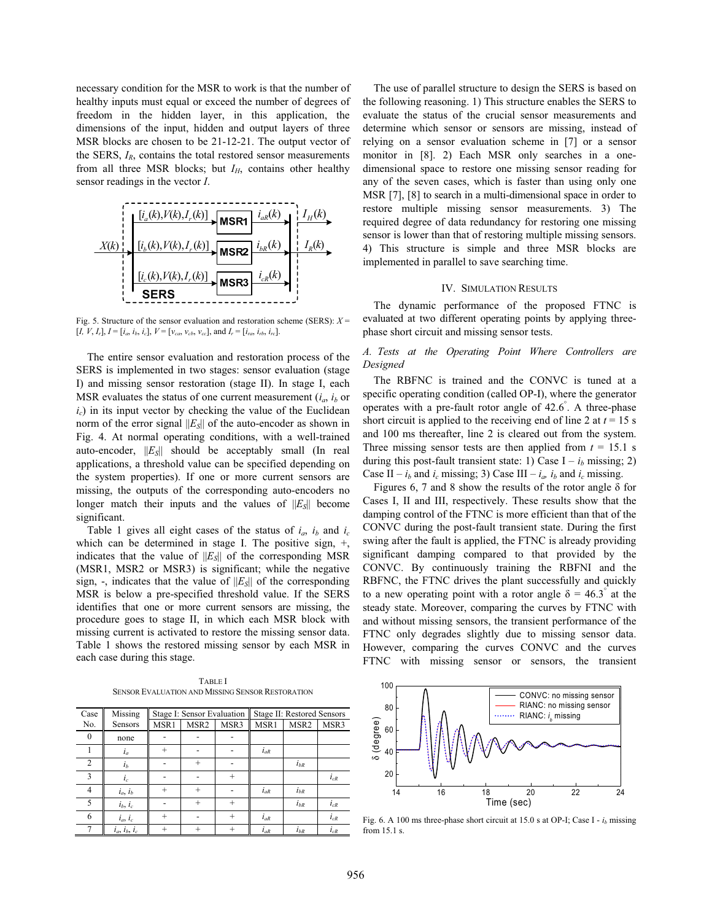necessary condition for the MSR to work is that the number of healthy inputs must equal or exceed the number of degrees of freedom in the hidden layer, in this application, the dimensions of the input, hidden and output layers of three MSR blocks are chosen to be 21-12-21. The output vector of the SERS, $I_R$, contains the total restored sensor measurements from all three MSR blocks; but $I_H$, contains other healthy sensor readings in the vector $I$.

Fig. 5. Structure of the sensor evaluation and restoration scheme (SERS): $X = [I, V, I_r]$, $I = [i_a, i_b, i_c]$, $V = [v_{ca}, v_{cb}, v_{cc}]$, and $I_r = [i_{ra}, i_{rb}, i_{rc}]$.

The entire sensor evaluation and restoration process of the SERS is implemented in two stages: sensor evaluation (stage I) and missing sensor restoration (stage II). In stage I, each MSR evaluates the status of one current measurement ($i_a$, $i_b$ or $i_c$) in its input vector by checking the value of the Euclidean norm of the error signal $||E_S||$ of the auto-encoder as shown in Fig. 4. At normal operating conditions, with a well-trained auto-encoder, $||E_S||$ should be acceptably small (In real applications, a threshold value can be specified depending on the system properties). If one or more current sensors are missing, the outputs of the corresponding auto-encoders no longer match their inputs and the values of $||E_S||$ become significant.

Table 1 gives all eight cases of the status of $i_a$, $i_b$ and $i_c$ which can be determined in stage I. The positive sign, +, indicates that the value of $||E_S||$ of the corresponding MSR (MSR1, MSR2 or MSR3) is significant; while the negative sign, -, indicates that the value of $||E_S||$ of the corresponding MSR is below a pre-specified threshold value. If the SERS identifies that one or more current sensors are missing, the procedure goes to stage II, in which each MSR block with missing current is activated to restore the missing sensor data. Table 1 shows the restored missing sensor by each MSR in each case during this stage.

TABLE I
SENSOR EVALUATION AND MISSING SENSOR RESTORATION

| Case No. | Missing Sensors | Stage I: Sensor Evaluation | | | Stage II: Restored Sensors | | |
|---|---|---|---|---|---|---|---|
| | | MSR1 | MSR2 | MSR3 | MSR1 | MSR2 | MSR3 |
| 0 | none | - | - | - | | | |
| 1 | $i_a$ | + | - | - | $i_{aR}$ | | |
| 2 | $i_b$ | - | + | - | | $i_{bR}$ | |
| 3 | $i_c$ | - | - | + | | | $i_{cR}$ |
| 4 | $i_a$, $i_b$ | + | + | - | $i_{aR}$ | $i_{bR}$ | |
| 5 | $i_b$, $i_c$ | - | + | + | | $i_{bR}$ | $i_{cR}$ |
| 6 | $i_a$, $i_c$ | + | - | + | $i_{aR}$ | | $i_{cR}$ |
| 7 | $i_a$, $i_b$, $i_c$ | + | + | + | $i_{aR}$ | $i_{bR}$ | $i_{cR}$ |

The use of parallel structure to design the SERS is based on the following reasoning. 1) This structure enables the SERS to evaluate the status of the crucial sensor measurements and determine which sensor or sensors are missing, instead of relying on a sensor evaluation scheme in [7] or a sensor monitor in [8]. 2) Each MSR only searches in a one-dimensional space to restore one missing sensor reading for any of the seven cases, which is faster than using only one MSR [7], [8] to search in a multi-dimensional space in order to restore multiple missing sensor measurements. 3) The required degree of data redundancy for restoring one missing sensor is lower than that of restoring multiple missing sensors. 4) This structure is simple and three MSR blocks are implemented in parallel to save searching time.

## IV. SIMULATION RESULTS

The dynamic performance of the proposed FTNC is evaluated at two different operating points by applying three-phase short circuit and missing sensor tests.

### A. Tests at the Operating Point Where Controllers are Designed

The RBFNC is trained and the CONVC is tuned at a specific operating condition (called OP-I), where the generator operates with a pre-fault rotor angle of 42.6°. A three-phase short circuit is applied to the receiving end of line 2 at $t$ = 15 s and 100 ms thereafter, line 2 is cleared out from the system. Three missing sensor tests are then applied from $t$ = 15.1 s during this post-fault transient state: 1) Case I – $i_b$ missing; 2) Case II – $i_b$ and $i_c$ missing; 3) Case III – $i_a$, $i_b$ and $i_c$ missing.

Figures 6, 7 and 8 show the results of the rotor angle δ for Cases I, II and III, respectively. These results show that the damping control of the FTNC is more efficient than that of the CONVC during the post-fault transient state. During the first swing after the fault is applied, the FTNC is already providing significant damping compared to that provided by the CONVC. By continuously training the RBFNI and the RBFNC, the FTNC drives the plant successfully and quickly to a new operating point with a rotor angle δ = 46.3° at the steady state. Moreover, comparing the curves by FTNC with and without missing sensors, the transient performance of the FTNC only degrades slightly due to missing sensor data. However, comparing the curves CONVC and the curves FTNC with missing sensor or sensors, the transient

Fig. 6. A 100 ms three-phase short circuit at 15.0 s at OP-I; Case I - $i_b$ missing from 15.1 s.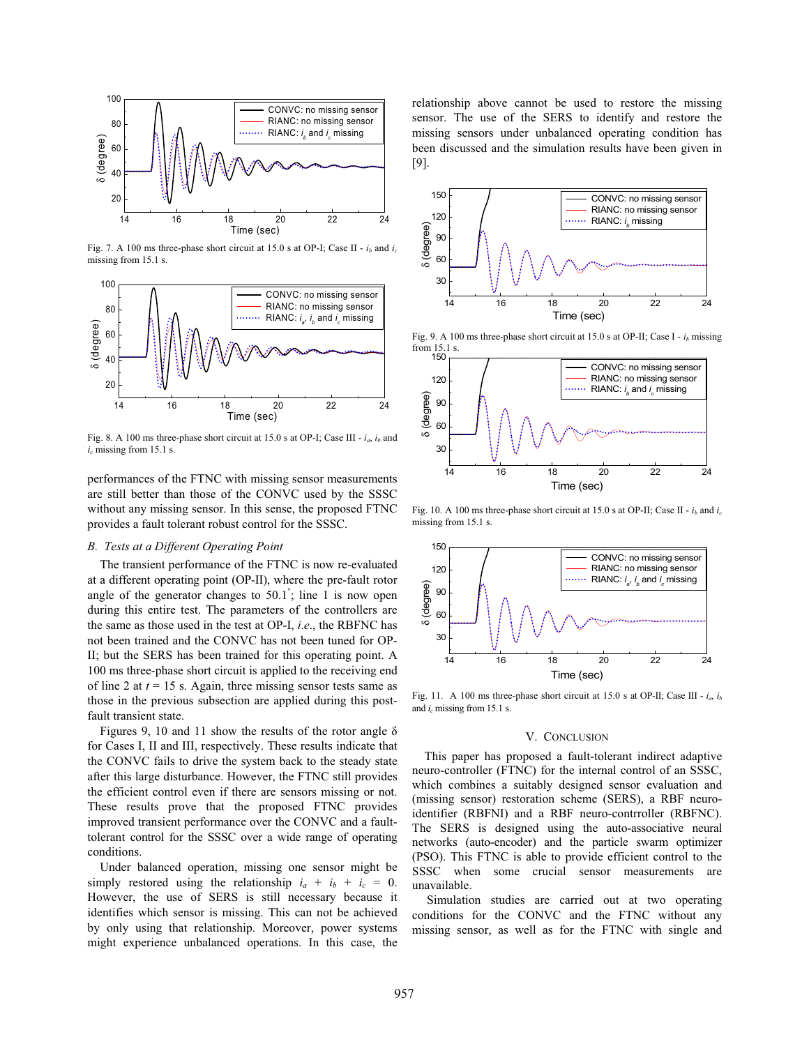Fig. 7. A 100 ms three-phase short circuit at 15.0 s at OP-I; Case II - $i_b$ and $i_c$ missing from 15.1 s.

Fig. 8. A 100 ms three-phase short circuit at 15.0 s at OP-I; Case III - $i_a$, $i_b$ and $i_c$ missing from 15.1 s.

performances of the FTNC with missing sensor measurements are still better than those of the CONVC used by the SSSC without any missing sensor. In this sense, the proposed FTNC provides a fault tolerant robust control for the SSSC.

### B. Tests at a Different Operating Point

The transient performance of the FTNC is now re-evaluated at a different operating point (OP-II), where the pre-fault rotor angle of the generator changes to 50.1°; line 1 is now open during this entire test. The parameters of the controllers are the same as those used in the test at OP-I, *i.e*., the RBFNC has not been trained and the CONVC has not been tuned for OP-II; but the SERS has been trained for this operating point. A 100 ms three-phase short circuit is applied to the receiving end of line 2 at $t = 15$ s. Again, three missing sensor tests same as those in the previous subsection are applied during this post-fault transient state.

Figures 9, 10 and 11 show the results of the rotor angle $\delta$ for Cases I, II and III, respectively. These results indicate that the CONVC fails to drive the system back to the steady state after this large disturbance. However, the FTNC still provides the efficient control even if there are sensors missing or not. These results prove that the proposed FTNC provides improved transient performance over the CONVC and a fault-tolerant control for the SSSC over a wide range of operating conditions.

Under balanced operation, missing one sensor might be simply restored using the relationship $i_a + i_b + i_c = 0$. However, the use of SERS is still necessary because it identifies which sensor is missing. This can not be achieved by only using that relationship. Moreover, power systems might experience unbalanced operations. In this case, the relationship above cannot be used to restore the missing sensor. The use of the SERS to identify and restore the missing sensors under unbalanced operating condition has been discussed and the simulation results have been given in [9].

Fig. 9. A 100 ms three-phase short circuit at 15.0 s at OP-II; Case I - $i_b$ missing from 15.1 s.

Fig. 10. A 100 ms three-phase short circuit at 15.0 s at OP-II; Case II - $i_b$ and $i_c$ missing from 15.1 s.

Fig. 11. A 100 ms three-phase short circuit at 15.0 s at OP-II; Case III - $i_a$, $i_b$ and $i_c$ missing from 15.1 s.

## V. Conclusion

This paper has proposed a fault-tolerant indirect adaptive neuro-controller (FTNC) for the internal control of an SSSC, which combines a suitably designed sensor evaluation and (missing sensor) restoration scheme (SERS), a RBF neuro-identifier (RBFNI) and a RBF neuro-contrroller (RBFNC). The SERS is designed using the auto-associative neural networks (auto-encoder) and the particle swarm optimizer (PSO). This FTNC is able to provide efficient control to the SSSC when some crucial sensor measurements are unavailable.

Simulation studies are carried out at two operating conditions for the CONVC and the FTNC without any missing sensor, as well as for the FTNC with single and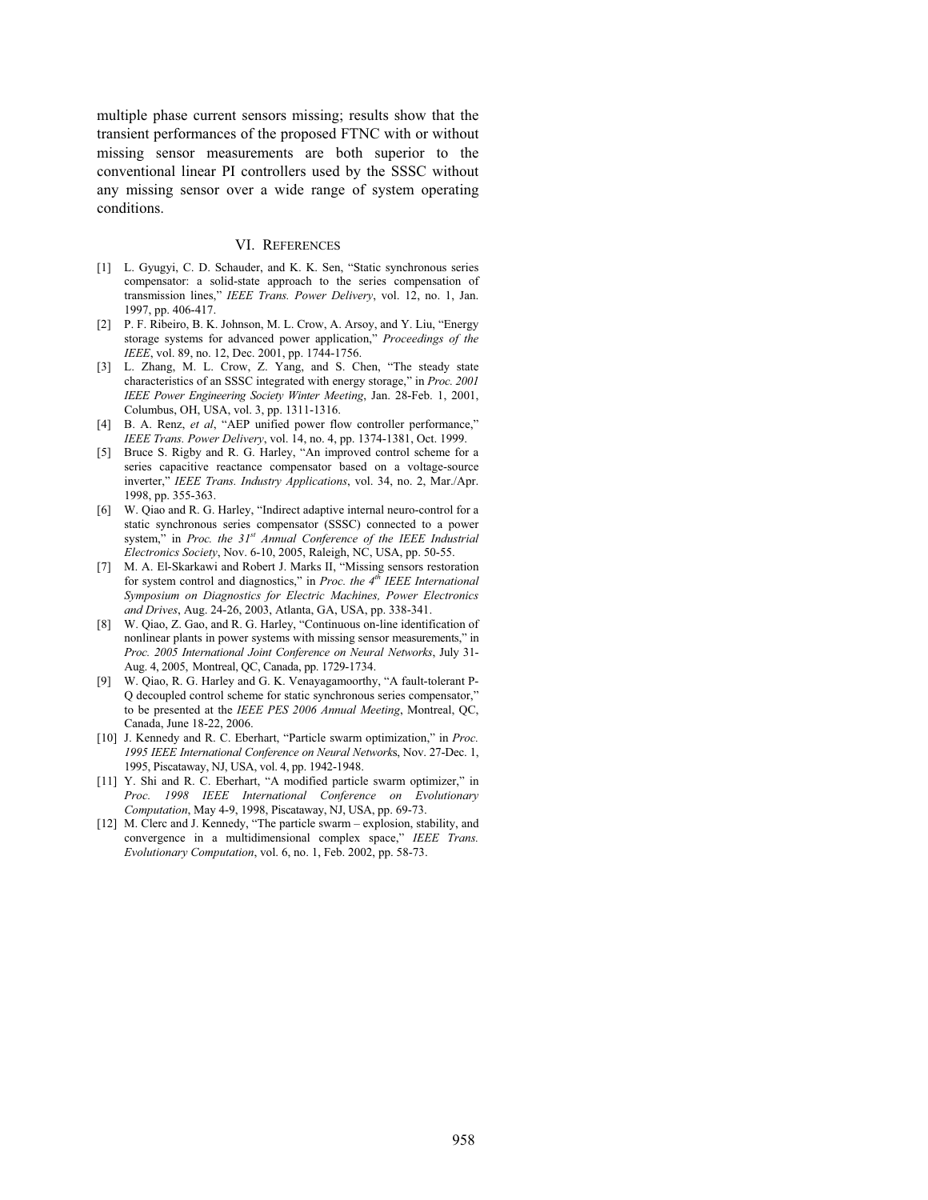multiple phase current sensors missing; results show that the transient performances of the proposed FTNC with or without missing sensor measurements are both superior to the conventional linear PI controllers used by the SSSC without any missing sensor over a wide range of system operating conditions.

## VI. References

[1] L. Gyugyi, C. D. Schauder, and K. K. Sen, "Static synchronous series compensator: a solid-state approach to the series compensation of transmission lines," *IEEE Trans. Power Delivery*, vol. 12, no. 1, Jan. 1997, pp. 406-417.

[2] P. F. Ribeiro, B. K. Johnson, M. L. Crow, A. Arsoy, and Y. Liu, "Energy storage systems for advanced power application," *Proceedings of the IEEE*, vol. 89, no. 12, Dec. 2001, pp. 1744-1756.

[3] L. Zhang, M. L. Crow, Z. Yang, and S. Chen, "The steady state characteristics of an SSSC integrated with energy storage," in *Proc. 2001 IEEE Power Engineering Society Winter Meeting*, Jan. 28-Feb. 1, 2001, Columbus, OH, USA, vol. 3, pp. 1311-1316.

[4] B. A. Renz, *et al*, "AEP unified power flow controller performance," *IEEE Trans. Power Delivery*, vol. 14, no. 4, pp. 1374-1381, Oct. 1999.

[5] Bruce S. Rigby and R. G. Harley, "An improved control scheme for a series capacitive reactance compensator based on a voltage-source inverter," *IEEE Trans. Industry Applications*, vol. 34, no. 2, Mar./Apr. 1998, pp. 355-363.

[6] W. Qiao and R. G. Harley, "Indirect adaptive internal neuro-control for a static synchronous series compensator (SSSC) connected to a power system," in *Proc. the 31st Annual Conference of the IEEE Industrial Electronics Society*, Nov. 6-10, 2005, Raleigh, NC, USA, pp. 50-55.

[7] M. A. El-Skarkawi and Robert J. Marks II, "Missing sensors restoration for system control and diagnostics," in *Proc. the 4th IEEE International Symposium on Diagnostics for Electric Machines, Power Electronics and Drives*, Aug. 24-26, 2003, Atlanta, GA, USA, pp. 338-341.

[8] W. Qiao, Z. Gao, and R. G. Harley, "Continuous on-line identification of nonlinear plants in power systems with missing sensor measurements," in *Proc. 2005 International Joint Conference on Neural Networks*, July 31-Aug. 4, 2005, Montreal, QC, Canada, pp. 1729-1734.

[9] W. Qiao, R. G. Harley and G. K. Venayagamoorthy, "A fault-tolerant P-Q decoupled control scheme for static synchronous series compensator," to be presented at the *IEEE PES 2006 Annual Meeting*, Montreal, QC, Canada, June 18-22, 2006.

[10] J. Kennedy and R. C. Eberhart, "Particle swarm optimization," in *Proc. 1995 IEEE International Conference on Neural Networks*, Nov. 27-Dec. 1, 1995, Piscataway, NJ, USA, vol. 4, pp. 1942-1948.

[11] Y. Shi and R. C. Eberhart, "A modified particle swarm optimizer," in *Proc. 1998 IEEE International Conference on Evolutionary Computation*, May 4-9, 1998, Piscataway, NJ, USA, pp. 69-73.

[12] M. Clerc and J. Kennedy, "The particle swarm – explosion, stability, and convergence in a multidimensional complex space," *IEEE Trans. Evolutionary Computation*, vol. 6, no. 1, Feb. 2002, pp. 58-73.